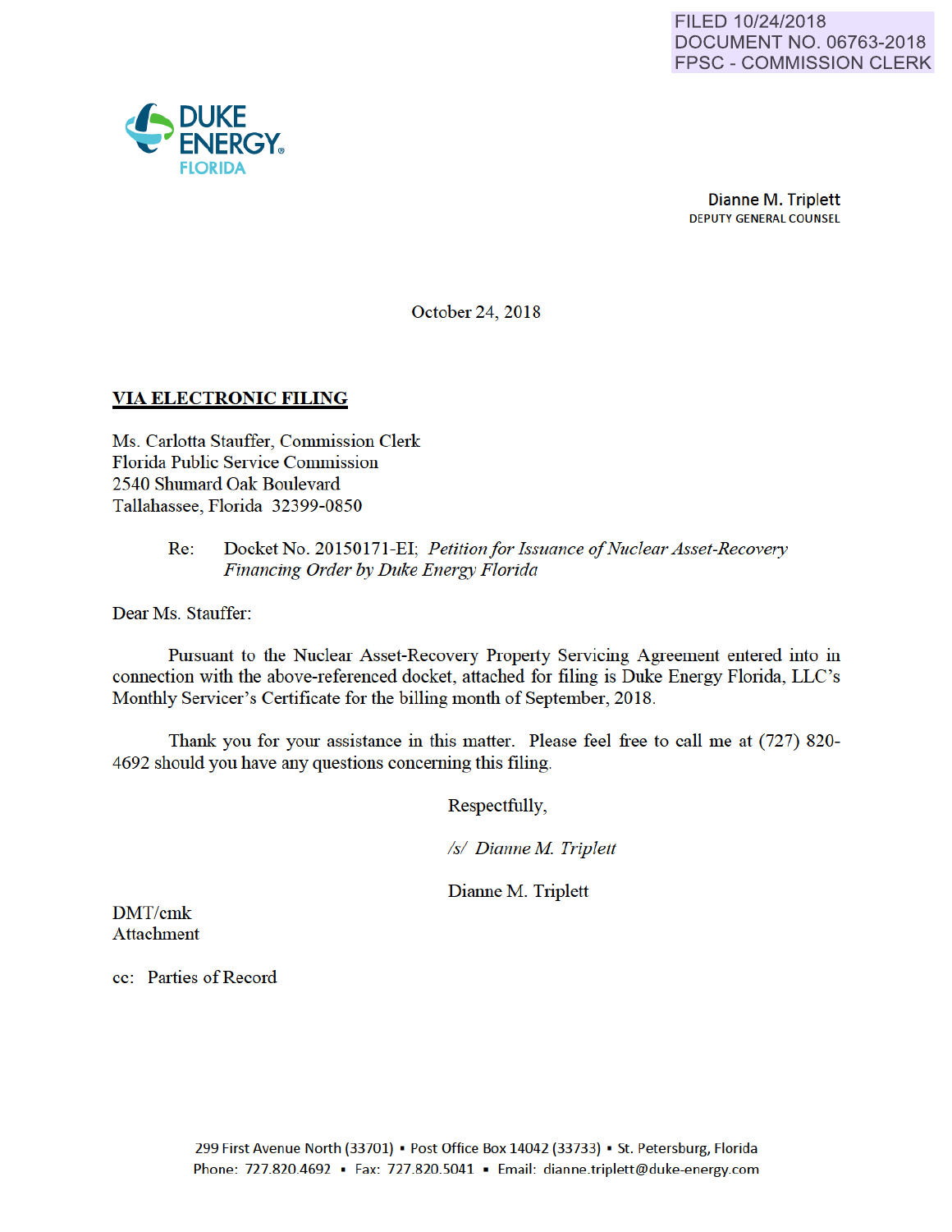FILED 10/24/2018
DOCUMENT NO. 06763-2018
FPSC - COMMISSION CLERK

DUKE ENERGY.
FLORIDA

Dianne M. Triplett
DEPUTY GENERAL COUNSEL

October 24, 2018

**VIA ELECTRONIC FILING**

Ms. Carlotta Stauffer, Commission Clerk
Florida Public Service Commission
2540 Shumard Oak Boulevard
Tallahassee, Florida 32399-0850

Re: Docket No. 20150171-EI; *Petition for Issuance of Nuclear Asset-Recovery Financing Order by Duke Energy Florida*

Dear Ms. Stauffer:

Pursuant to the Nuclear Asset-Recovery Property Servicing Agreement entered into in connection with the above-referenced docket, attached for filing is Duke Energy Florida, LLC's Monthly Servicer's Certificate for the billing month of September, 2018.

Thank you for your assistance in this matter. Please feel free to call me at (727) 820-4692 should you have any questions concerning this filing.

Respectfully,

*/s/ Dianne M. Triplett*

Dianne M. Triplett

DMT/cmk
Attachment

cc: Parties of Record

299 First Avenue North (33701) ▪ Post Office Box 14042 (33733) ▪ St. Petersburg, Florida
Phone: 727.820.4692 ▪ Fax: 727.820.5041 ▪ Email: dianne.triplett@duke-energy.com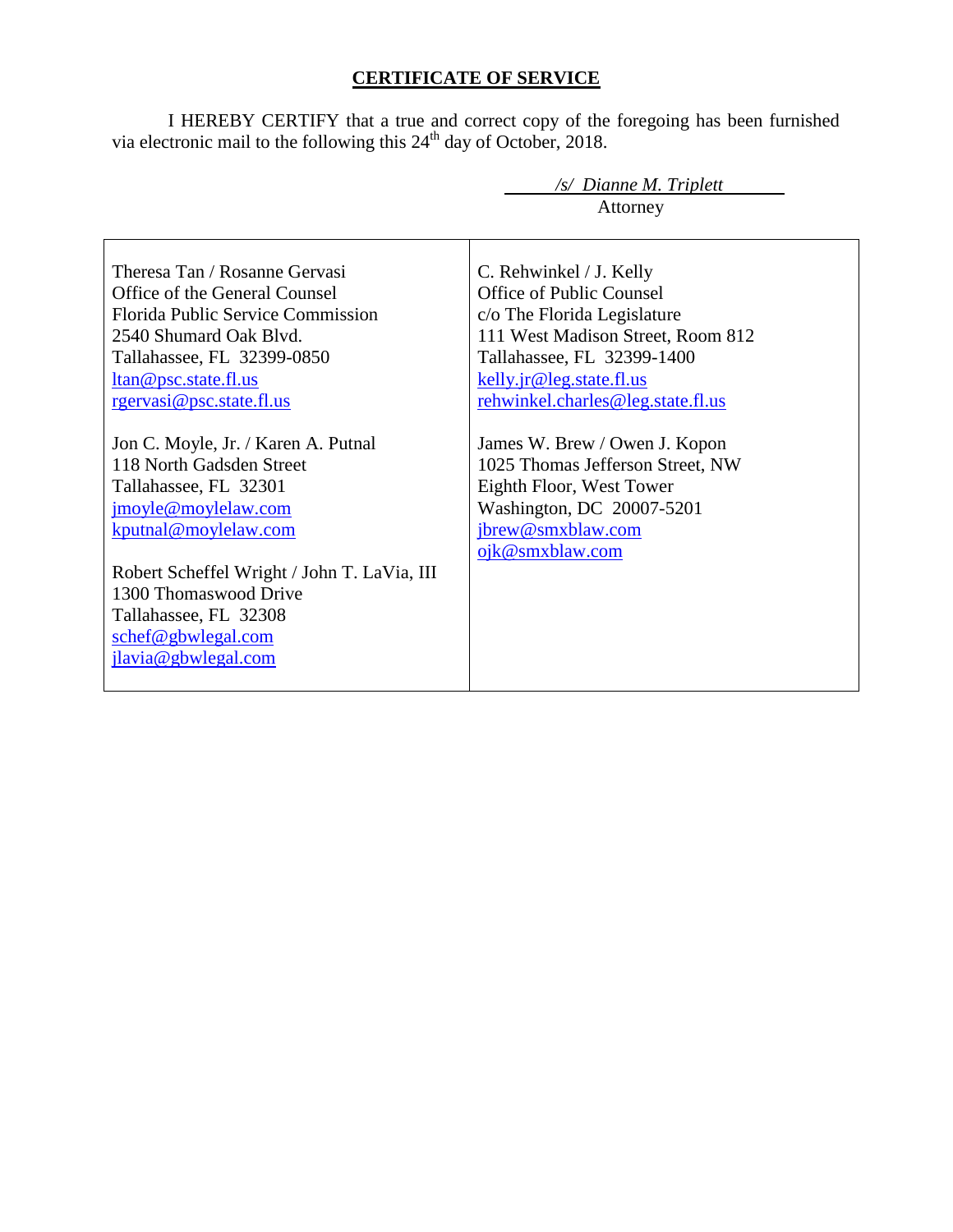# CERTIFICATE OF SERVICE

I HEREBY CERTIFY that a true and correct copy of the foregoing has been furnished via electronic mail to the following this 24th day of October, 2018.

*/s/ Dianne M. Triplett*
Attorney

| | |
|---|---|
| Theresa Tan / Rosanne Gervasi<br>Office of the General Counsel<br>Florida Public Service Commission<br>2540 Shumard Oak Blvd.<br>Tallahassee, FL 32399-0850<br>ltan@psc.state.fl.us<br>rgervasi@psc.state.fl.us<br><br>Jon C. Moyle, Jr. / Karen A. Putnal<br>118 North Gadsden Street<br>Tallahassee, FL 32301<br>jmoyle@moylelaw.com<br>kputnal@moylelaw.com<br><br>Robert Scheffel Wright / John T. LaVia, III<br>1300 Thomaswood Drive<br>Tallahassee, FL 32308<br>schef@gbwlegal.com<br>jlavia@gbwlegal.com | C. Rehwinkel / J. Kelly<br>Office of Public Counsel<br>c/o The Florida Legislature<br>111 West Madison Street, Room 812<br>Tallahassee, FL 32399-1400<br>kelly.jr@leg.state.fl.us<br>rehwinkel.charles@leg.state.fl.us<br><br>James W. Brew / Owen J. Kopon<br>1025 Thomas Jefferson Street, NW<br>Eighth Floor, West Tower<br>Washington, DC 20007-5201<br>jbrew@smxblaw.com<br>ojk@smxblaw.com |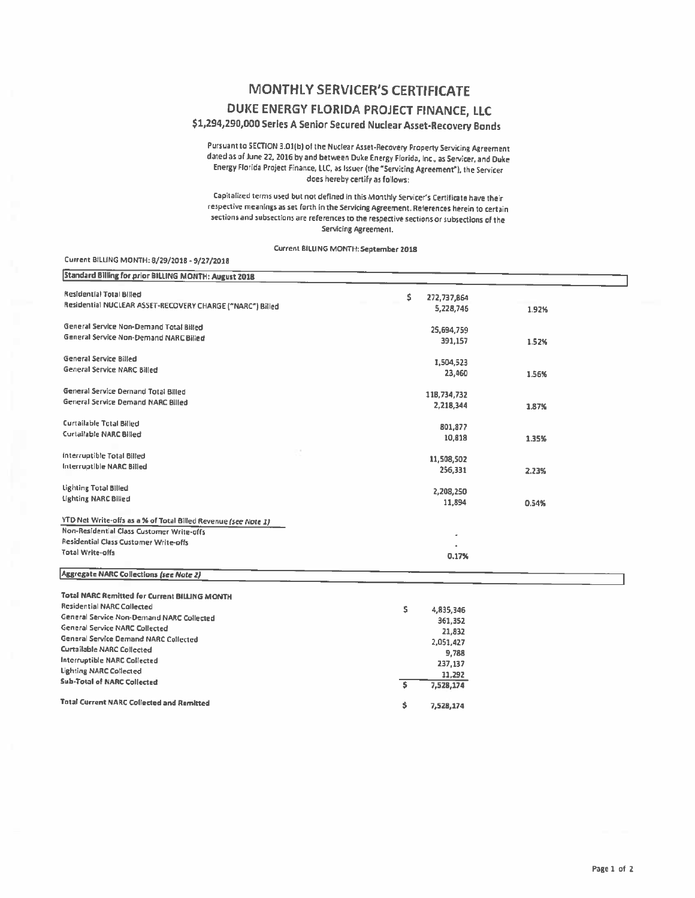# MONTHLY SERVICER'S CERTIFICATE

## DUKE ENERGY FLORIDA PROJECT FINANCE, LLC

### $1,294,290,000 Series A Senior Secured Nuclear Asset-Recovery Bonds

Pursuant to SECTION 3.01(b) of the Nuclear Asset-Recovery Property Servicing Agreement dated as of June 22, 2016 by and between Duke Energy Florida, Inc., as Servicer, and Duke Energy Florida Project Finance, LLC, as Issuer (the "Servicing Agreement"), the Servicer does hereby certify as follows:

Capitalized terms used but not defined in this Monthly Servicer's Certificate have their respective meanings as set forth in the Servicing Agreement. References herein to certain sections and subsections are references to the respective sections or subsections of the Servicing Agreement.

Current BILLING MONTH: September 2018

Current BILLING MONTH: 8/29/2018 - 9/27/2018

| Standard Billing for prior BILLING MONTH: August 2018 | | |
|---|---|---|
| Residential Total Billed | $ 272,737,864 | |
| Residential NUCLEAR ASSET-RECOVERY CHARGE ("NARC") Billed | 5,228,746 | 1.92% |
| General Service Non-Demand Total Billed | 25,694,759 | |
| General Service Non-Demand NARC Billed | 391,157 | 1.52% |
| General Service Billed | 1,504,523 | |
| General Service NARC Billed | 23,460 | 1.56% |
| General Service Demand Total Billed | 118,734,732 | |
| General Service Demand NARC Billed | 2,218,344 | 1.87% |
| Curtailable Total Billed | 801,877 | |
| Curtailable NARC Billed | 10,818 | 1.35% |
| Interruptible Total Billed | 11,508,502 | |
| Interruptible NARC Billed | 256,331 | 2.23% |
| Lighting Total Billed | 2,208,250 | |
| Lighting NARC Billed | 11,894 | 0.54% |
| YTD Net Write-offs as a % of Total Billed Revenue *(see Note 1)* | | |
| Non-Residential Class Customer Write-offs | - | |
| Residential Class Customer Write-offs | - | |
| Total Write-offs | 0.17% | |

| Aggregate NARC Collections *(see Note 2)* | |
|---|---|
| **Total NARC Remitted for Current BILLING MONTH** | |
| Residential NARC Collected | $ 4,835,346 |
| General Service Non-Demand NARC Collected | 361,352 |
| General Service NARC Collected | 21,832 |
| General Service Demand NARC Collected | 2,051,427 |
| Curtailable NARC Collected | 9,788 |
| Interruptible NARC Collected | 237,137 |
| Lighting NARC Collected | 11,292 |
| **Sub-Total of NARC Collected** | $ 7,528,174 |
| **Total Current NARC Collected and Remitted** | $ 7,528,174 |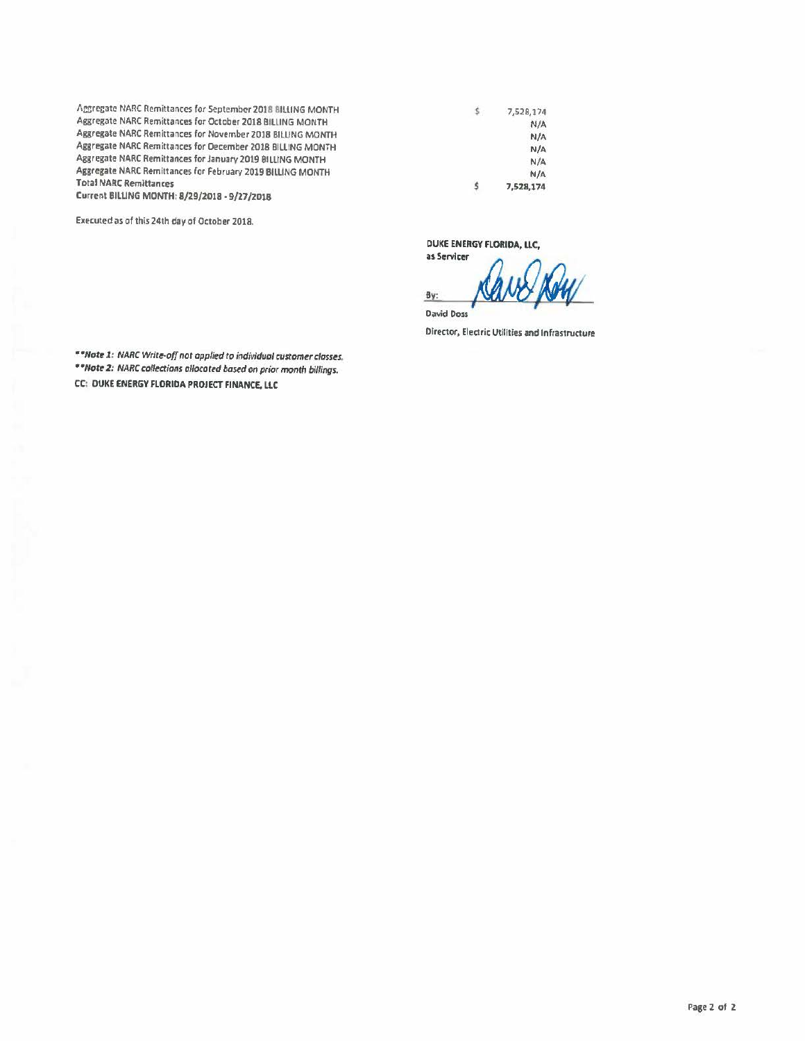| | | |
|---|---|---|
| Aggregate NARC Remittances for September 2018 BILLING MONTH | $ | 7,528,174 |
| Aggregate NARC Remittances for October 2018 BILLING MONTH | | N/A |
| Aggregate NARC Remittances for November 2018 BILLING MONTH | | N/A |
| Aggregate NARC Remittances for December 2018 BILLING MONTH | | N/A |
| Aggregate NARC Remittances for January 2019 BILLING MONTH | | N/A |
| Aggregate NARC Remittances for February 2019 BILLING MONTH | | N/A |
| **Total NARC Remittances** | $ | 7,528,174 |
| **Current BILLING MONTH: 8/29/2018 - 9/27/2018** | | |

Executed as of this 24th day of October 2018.

**DUKE ENERGY FLORIDA, LLC,**
**as Servicer**

By: ______________________

**David Doss**

Director, Electric Utilities and Infrastructure

***\*\*Note 1:** NARC Write-off not applied to individual customer classes.*

***\*\*Note 2:** NARC collections allocated based on prior month billings.*

**CC: DUKE ENERGY FLORIDA PROJECT FINANCE, LLC**